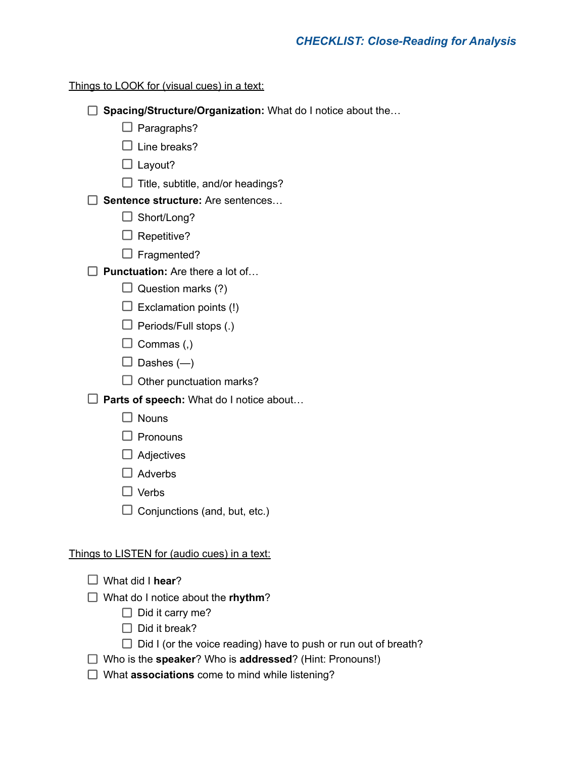# *CHECKLIST: Close-Reading for Analysis*

Things to LOOK for (visual cues) in a text:

- [ ] **Spacing/Structure/Organization:** What do I notice about the…
    - [ ] Paragraphs?
    - [ ] Line breaks?
    - [ ] Layout?
    - [ ] Title, subtitle, and/or headings?
- [ ] **Sentence structure:** Are sentences…
    - [ ] Short/Long?
    - [ ] Repetitive?
    - [ ] Fragmented?
- [ ] **Punctuation:** Are there a lot of…
    - [ ] Question marks (?)
    - [ ] Exclamation points (!)
    - [ ] Periods/Full stops (.)
    - [ ] Commas (,)
    - [ ] Dashes (—)
    - [ ] Other punctuation marks?
- [ ] **Parts of speech:** What do I notice about…
    - [ ] Nouns
    - [ ] Pronouns
    - [ ] Adjectives
    - [ ] Adverbs
    - [ ] Verbs
    - [ ] Conjunctions (and, but, etc.)

Things to LISTEN for (audio cues) in a text:

- [ ] What did I **hear**?
- [ ] What do I notice about the **rhythm**?
    - [ ] Did it carry me?
    - [ ] Did it break?
    - [ ] Did I (or the voice reading) have to push or run out of breath?
- [ ] Who is the **speaker**? Who is **addressed**? (Hint: Pronouns!)
- [ ] What **associations** come to mind while listening?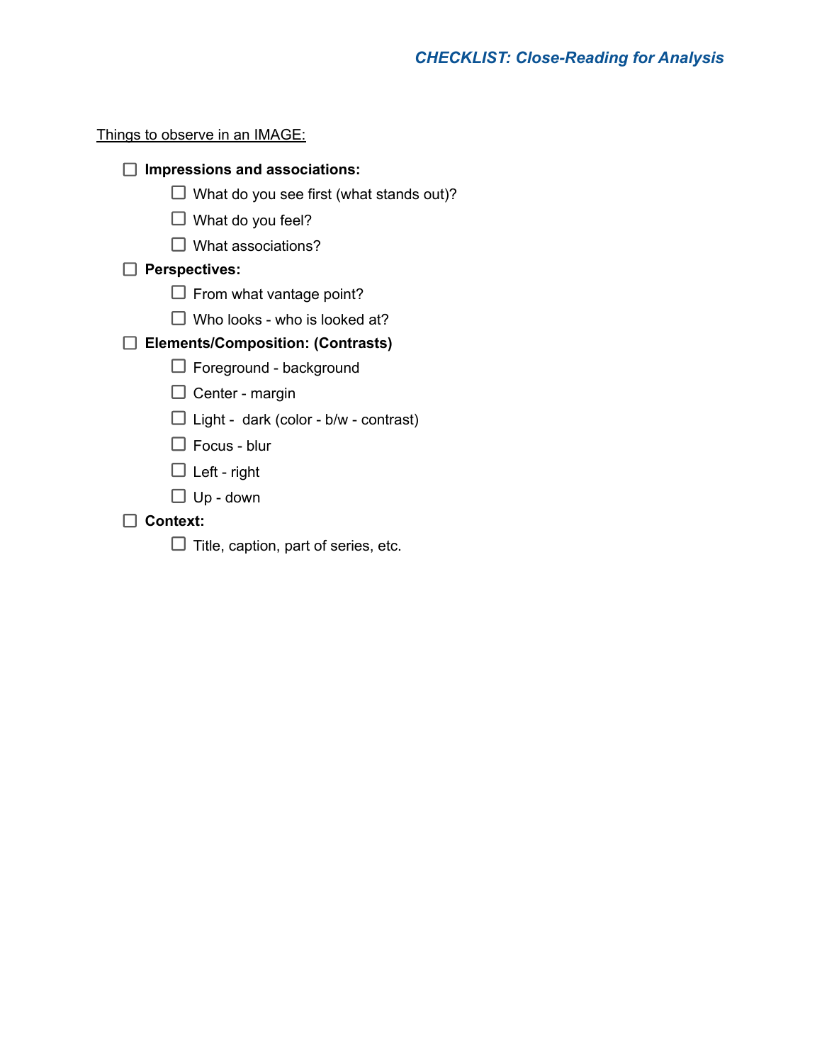*CHECKLIST: Close-Reading for Analysis*

Things to observe in an IMAGE:

- [ ] **Impressions and associations:**
  - [ ] What do you see first (what stands out)?
  - [ ] What do you feel?
  - [ ] What associations?
- [ ] **Perspectives:**
  - [ ] From what vantage point?
  - [ ] Who looks - who is looked at?
- [ ] **Elements/Composition: (Contrasts)**
  - [ ] Foreground - background
  - [ ] Center - margin
  - [ ] Light - dark (color - b/w - contrast)
  - [ ] Focus - blur
  - [ ] Left - right
  - [ ] Up - down
- [ ] **Context:**
  - [ ] Title, caption, part of series, etc.